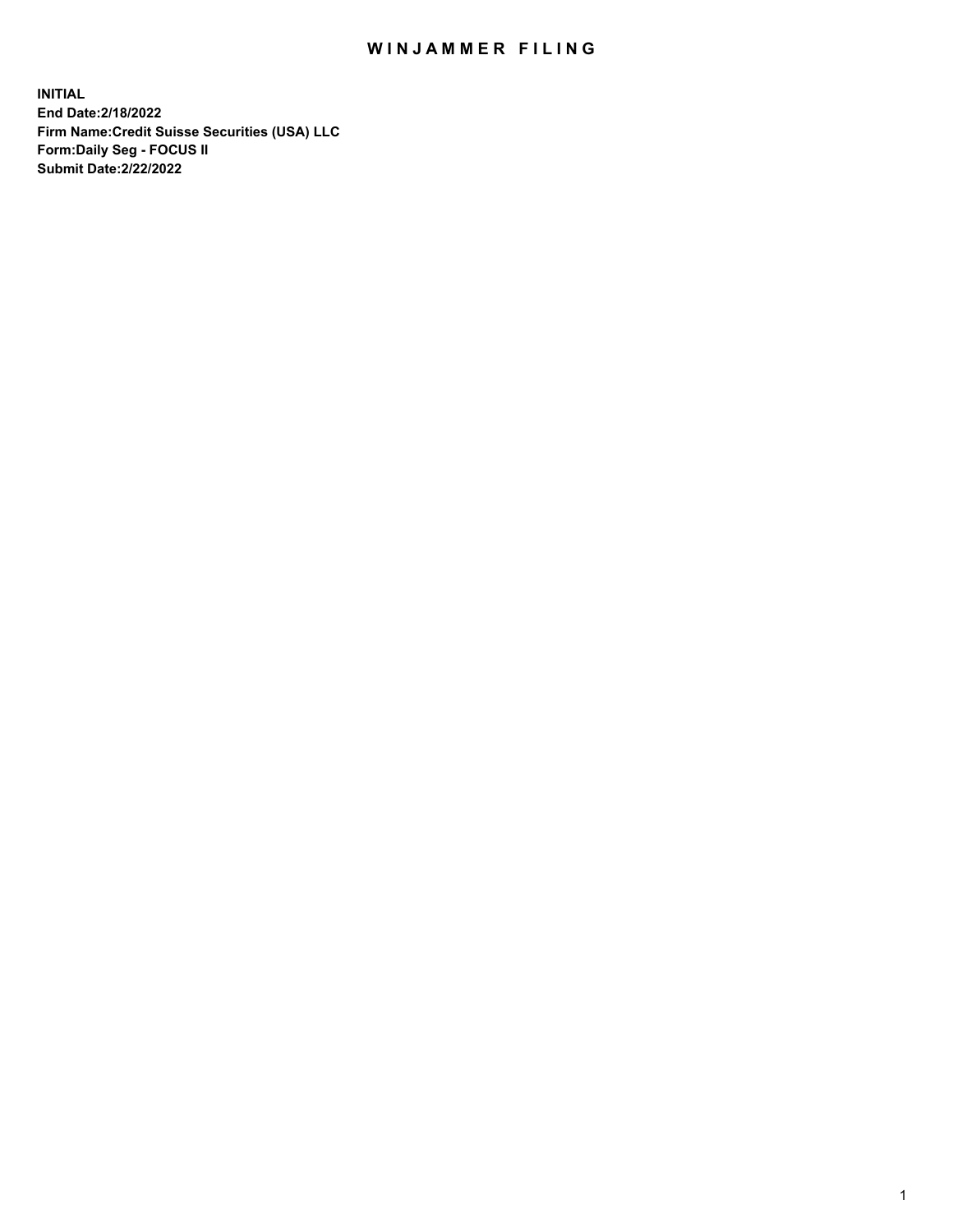# WINJAMMER FILING

**INITIAL**
**End Date:2/18/2022**
**Firm Name:Credit Suisse Securities (USA) LLC**
**Form:Daily Seg - FOCUS II**
**Submit Date:2/22/2022**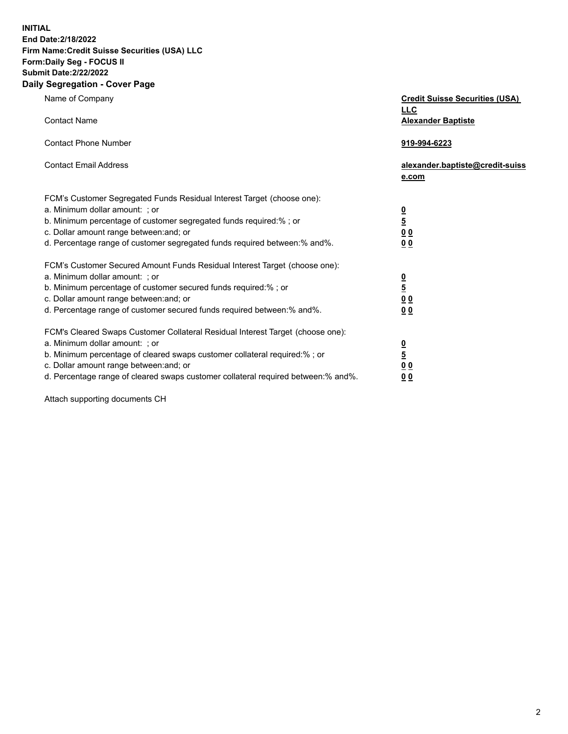**INITIAL**
**End Date:2/18/2022**
**Firm Name:Credit Suisse Securities (USA) LLC**
**Form:Daily Seg - FOCUS II**
**Submit Date:2/22/2022**

## Daily Segregation - Cover Page

| | |
|---|---|
| Name of Company | **Credit Suisse Securities (USA) LLC** |
| Contact Name | **Alexander Baptiste** |
| Contact Phone Number | **919-994-6223** |
| Contact Email Address | **alexander.baptiste@credit-suisse.com** |

FCM's Customer Segregated Funds Residual Interest Target (choose one):

| | |
|---|---|
| a. Minimum dollar amount: ; or | **0** |
| b. Minimum percentage of customer segregated funds required:% ; or | **5** |
| c. Dollar amount range between:and; or | **0 0** |
| d. Percentage range of customer segregated funds required between:% and%. | **0 0** |

FCM's Customer Secured Amount Funds Residual Interest Target (choose one):

| | |
|---|---|
| a. Minimum dollar amount: ; or | **0** |
| b. Minimum percentage of customer secured funds required:% ; or | **5** |
| c. Dollar amount range between:and; or | **0 0** |
| d. Percentage range of customer secured funds required between:% and%. | **0 0** |

FCM's Cleared Swaps Customer Collateral Residual Interest Target (choose one):

| | |
|---|---|
| a. Minimum dollar amount: ; or | **0** |
| b. Minimum percentage of cleared swaps customer collateral required:% ; or | **5** |
| c. Dollar amount range between:and; or | **0 0** |
| d. Percentage range of cleared swaps customer collateral required between:% and%. | **0 0** |

Attach supporting documents CH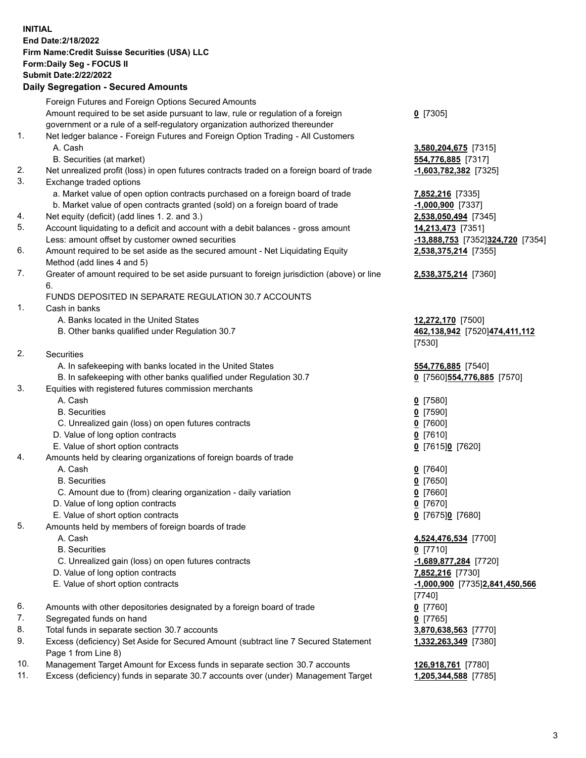**INITIAL**
**End Date:2/18/2022**
**Firm Name:Credit Suisse Securities (USA) LLC**
**Form:Daily Seg - FOCUS II**
**Submit Date:2/22/2022**

## Daily Segregation - Secured Amounts

Foreign Futures and Foreign Options Secured Amounts

Amount required to be set aside pursuant to law, rule or regulation of a foreign government or a rule of a self-regulatory organization authorized thereunder — **0** [7305]

1. Net ledger balance - Foreign Futures and Foreign Option Trading - All Customers
   - A. Cash — **3,580,204,675** [7315]
   - B. Securities (at market) — **554,776,885** [7317]
2. Net unrealized profit (loss) in open futures contracts traded on a foreign board of trade — **-1,603,782,382** [7325]
3. Exchange traded options
   - a. Market value of open option contracts purchased on a foreign board of trade — **7,852,216** [7335]
   - b. Market value of open contracts granted (sold) on a foreign board of trade — **-1,000,900** [7337]
4. Net equity (deficit) (add lines 1. 2. and 3.) — **2,538,050,494** [7345]
5. Account liquidating to a deficit and account with a debit balances - gross amount — **14,213,473** [7351]
   Less: amount offset by customer owned securities — **-13,888,753** [7352] **324,720** [7354]
6. Amount required to be set aside as the secured amount - Net Liquidating Equity Method (add lines 4 and 5) — **2,538,375,214** [7355]
7. Greater of amount required to be set aside pursuant to foreign jurisdiction (above) or line 6. — **2,538,375,214** [7360]

FUNDS DEPOSITED IN SEPARATE REGULATION 30.7 ACCOUNTS

1. Cash in banks
   - A. Banks located in the United States — **12,272,170** [7500]
   - B. Other banks qualified under Regulation 30.7 — **462,138,942** [7520] **474,411,112** [7530]
2. Securities
   - A. In safekeeping with banks located in the United States — **554,776,885** [7540]
   - B. In safekeeping with other banks qualified under Regulation 30.7 — **0** [7560] **554,776,885** [7570]
3. Equities with registered futures commission merchants
   - A. Cash — **0** [7580]
   - B. Securities — **0** [7590]
   - C. Unrealized gain (loss) on open futures contracts — **0** [7600]
   - D. Value of long option contracts — **0** [7610]
   - E. Value of short option contracts — **0** [7615] **0** [7620]
4. Amounts held by clearing organizations of foreign boards of trade
   - A. Cash — **0** [7640]
   - B. Securities — **0** [7650]
   - C. Amount due to (from) clearing organization - daily variation — **0** [7660]
   - D. Value of long option contracts — **0** [7670]
   - E. Value of short option contracts — **0** [7675] **0** [7680]
5. Amounts held by members of foreign boards of trade
   - A. Cash — **4,524,476,534** [7700]
   - B. Securities — **0** [7710]
   - C. Unrealized gain (loss) on open futures contracts — **-1,689,877,284** [7720]
   - D. Value of long option contracts — **7,852,216** [7730]
   - E. Value of short option contracts — **-1,000,900** [7735] **2,841,450,566** [7740]
6. Amounts with other depositories designated by a foreign board of trade — **0** [7760]
7. Segregated funds on hand — **0** [7765]
8. Total funds in separate section 30.7 accounts — **3,870,638,563** [7770]
9. Excess (deficiency) Set Aside for Secured Amount (subtract line 7 Secured Statement Page 1 from Line 8) — **1,332,263,349** [7380]
10. Management Target Amount for Excess funds in separate section 30.7 accounts — **126,918,761** [7780]
11. Excess (deficiency) funds in separate 30.7 accounts over (under) Management Target — **1,205,344,588** [7785]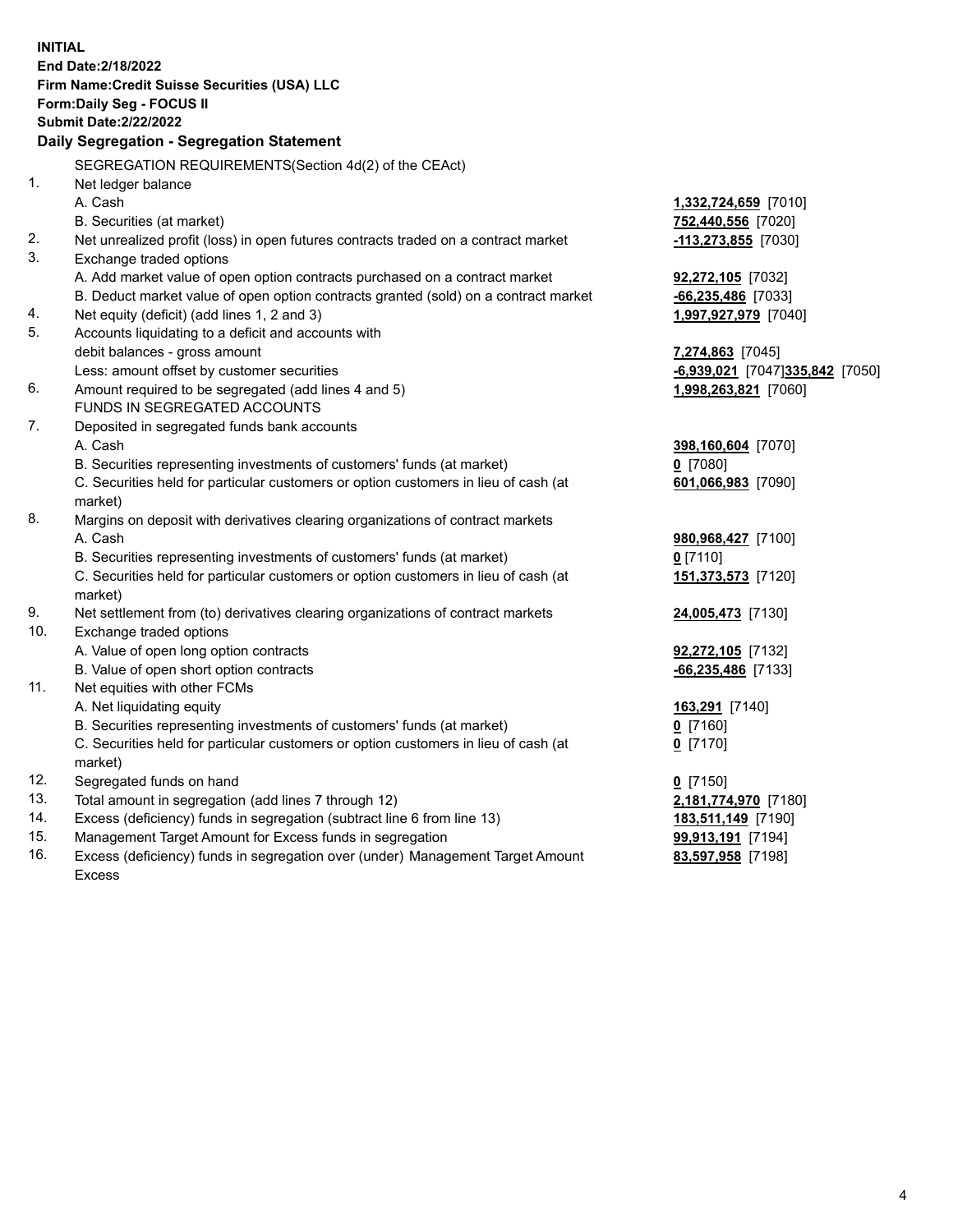**INITIAL**
**End Date:2/18/2022**
**Firm Name:Credit Suisse Securities (USA) LLC**
**Form:Daily Seg - FOCUS II**
**Submit Date:2/22/2022**

## Daily Segregation - Segregation Statement

| | SEGREGATION REQUIREMENTS(Section 4d(2) of the CEAct) | |
|---|---|---|
| 1. | Net ledger balance | |
| | A. Cash | **1,332,724,659** [7010] |
| | B. Securities (at market) | **752,440,556** [7020] |
| 2. | Net unrealized profit (loss) in open futures contracts traded on a contract market | **-113,273,855** [7030] |
| 3. | Exchange traded options | |
| | A. Add market value of open option contracts purchased on a contract market | **92,272,105** [7032] |
| | B. Deduct market value of open option contracts granted (sold) on a contract market | **-66,235,486** [7033] |
| 4. | Net equity (deficit) (add lines 1, 2 and 3) | **1,997,927,979** [7040] |
| 5. | Accounts liquidating to a deficit and accounts with debit balances - gross amount | **7,274,863** [7045] |
| | Less: amount offset by customer securities | **-6,939,021** [7047] **335,842** [7050] |
| 6. | Amount required to be segregated (add lines 4 and 5) | **1,998,263,821** [7060] |
| | FUNDS IN SEGREGATED ACCOUNTS | |
| 7. | Deposited in segregated funds bank accounts | |
| | A. Cash | **398,160,604** [7070] |
| | B. Securities representing investments of customers' funds (at market) | **0** [7080] |
| | C. Securities held for particular customers or option customers in lieu of cash (at market) | **601,066,983** [7090] |
| 8. | Margins on deposit with derivatives clearing organizations of contract markets | |
| | A. Cash | **980,968,427** [7100] |
| | B. Securities representing investments of customers' funds (at market) | **0** [7110] |
| | C. Securities held for particular customers or option customers in lieu of cash (at market) | **151,373,573** [7120] |
| 9. | Net settlement from (to) derivatives clearing organizations of contract markets | **24,005,473** [7130] |
| 10. | Exchange traded options | |
| | A. Value of open long option contracts | **92,272,105** [7132] |
| | B. Value of open short option contracts | **-66,235,486** [7133] |
| 11. | Net equities with other FCMs | |
| | A. Net liquidating equity | **163,291** [7140] |
| | B. Securities representing investments of customers' funds (at market) | **0** [7160] |
| | C. Securities held for particular customers or option customers in lieu of cash (at market) | **0** [7170] |
| 12. | Segregated funds on hand | **0** [7150] |
| 13. | Total amount in segregation (add lines 7 through 12) | **2,181,774,970** [7180] |
| 14. | Excess (deficiency) funds in segregation (subtract line 6 from line 13) | **183,511,149** [7190] |
| 15. | Management Target Amount for Excess funds in segregation | **99,913,191** [7194] |
| 16. | Excess (deficiency) funds in segregation over (under) Management Target Amount Excess | **83,597,958** [7198] |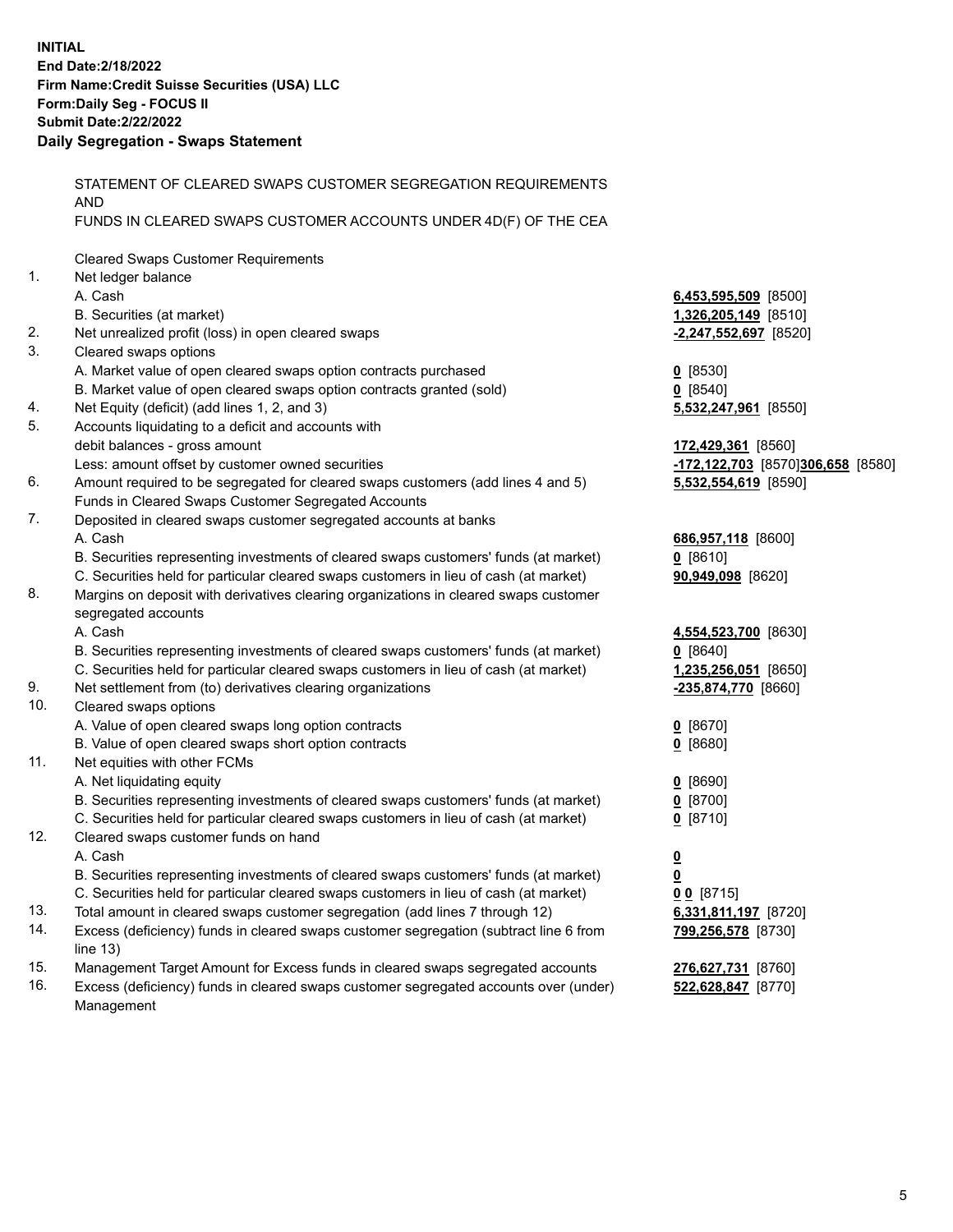**INITIAL**
**End Date:2/18/2022**
**Firm Name:Credit Suisse Securities (USA) LLC**
**Form:Daily Seg - FOCUS II**
**Submit Date:2/22/2022**
**Daily Segregation - Swaps Statement**

STATEMENT OF CLEARED SWAPS CUSTOMER SEGREGATION REQUIREMENTS AND
FUNDS IN CLEARED SWAPS CUSTOMER ACCOUNTS UNDER 4D(F) OF THE CEA

| | | |
|---|---|---|
| | Cleared Swaps Customer Requirements | |
| 1. | Net ledger balance | |
| | A. Cash | **6,453,595,509** [8500] |
| | B. Securities (at market) | **1,326,205,149** [8510] |
| 2. | Net unrealized profit (loss) in open cleared swaps | **-2,247,552,697** [8520] |
| 3. | Cleared swaps options | |
| | A. Market value of open cleared swaps option contracts purchased | **0** [8530] |
| | B. Market value of open cleared swaps option contracts granted (sold) | **0** [8540] |
| 4. | Net Equity (deficit) (add lines 1, 2, and 3) | **5,532,247,961** [8550] |
| 5. | Accounts liquidating to a deficit and accounts with debit balances - gross amount | **172,429,361** [8560] |
| | Less: amount offset by customer owned securities | **-172,122,703** [8570] **306,658** [8580] |
| 6. | Amount required to be segregated for cleared swaps customers (add lines 4 and 5) | **5,532,554,619** [8590] |
| | Funds in Cleared Swaps Customer Segregated Accounts | |
| 7. | Deposited in cleared swaps customer segregated accounts at banks | |
| | A. Cash | **686,957,118** [8600] |
| | B. Securities representing investments of cleared swaps customers' funds (at market) | **0** [8610] |
| | C. Securities held for particular cleared swaps customers in lieu of cash (at market) | **90,949,098** [8620] |
| 8. | Margins on deposit with derivatives clearing organizations in cleared swaps customer segregated accounts | |
| | A. Cash | **4,554,523,700** [8630] |
| | B. Securities representing investments of cleared swaps customers' funds (at market) | **0** [8640] |
| | C. Securities held for particular cleared swaps customers in lieu of cash (at market) | **1,235,256,051** [8650] |
| 9. | Net settlement from (to) derivatives clearing organizations | **-235,874,770** [8660] |
| 10. | Cleared swaps options | |
| | A. Value of open cleared swaps long option contracts | **0** [8670] |
| | B. Value of open cleared swaps short option contracts | **0** [8680] |
| 11. | Net equities with other FCMs | |
| | A. Net liquidating equity | **0** [8690] |
| | B. Securities representing investments of cleared swaps customers' funds (at market) | **0** [8700] |
| | C. Securities held for particular cleared swaps customers in lieu of cash (at market) | **0** [8710] |
| 12. | Cleared swaps customer funds on hand | |
| | A. Cash | **0** |
| | B. Securities representing investments of cleared swaps customers' funds (at market) | **0** |
| | C. Securities held for particular cleared swaps customers in lieu of cash (at market) | **0** **0** [8715] |
| 13. | Total amount in cleared swaps customer segregation (add lines 7 through 12) | **6,331,811,197** [8720] |
| 14. | Excess (deficiency) funds in cleared swaps customer segregation (subtract line 6 from line 13) | **799,256,578** [8730] |
| 15. | Management Target Amount for Excess funds in cleared swaps segregated accounts | **276,627,731** [8760] |
| 16. | Excess (deficiency) funds in cleared swaps customer segregated accounts over (under) Management | **522,628,847** [8770] |